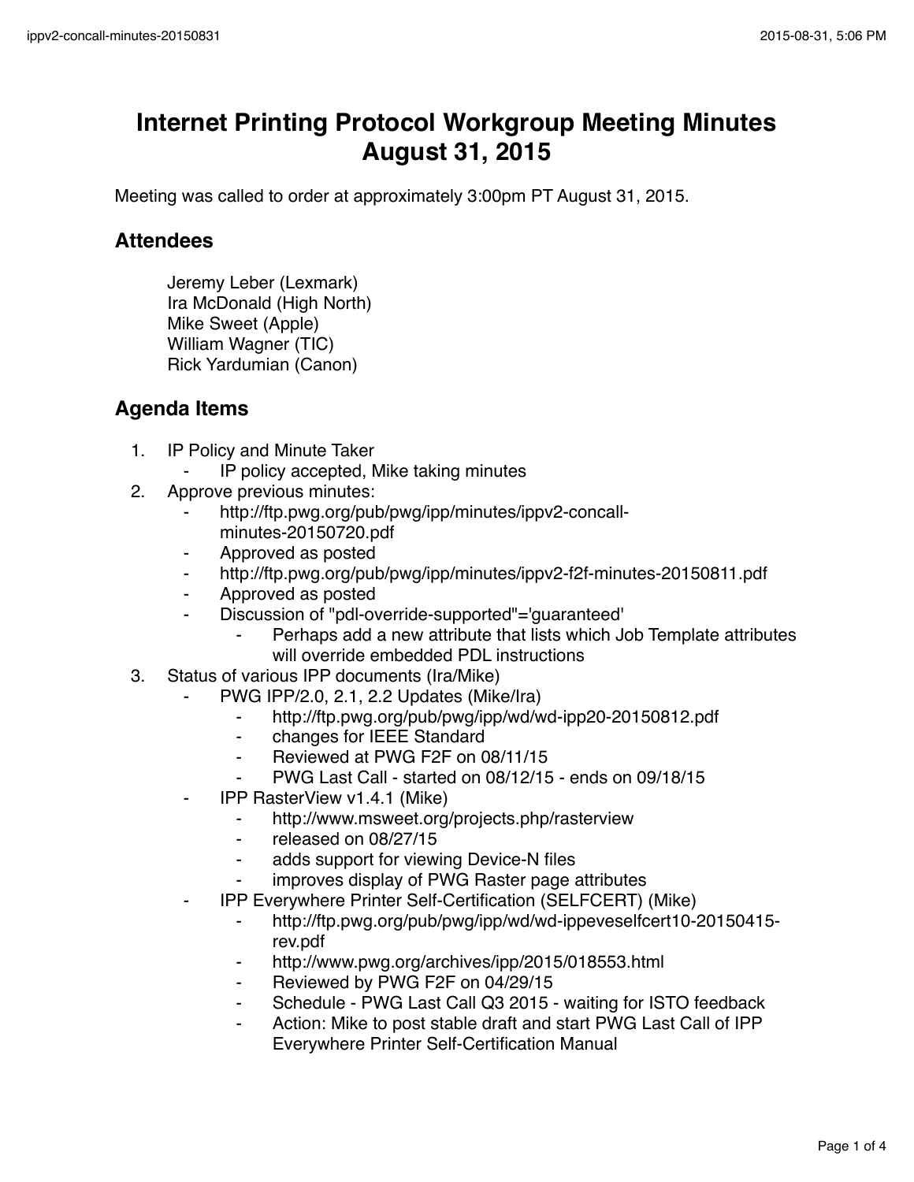# Internet Printing Protocol Workgroup Meeting Minutes August 31, 2015

Meeting was called to order at approximately 3:00pm PT August 31, 2015.

## Attendees

Jeremy Leber (Lexmark)
Ira McDonald (High North)
Mike Sweet (Apple)
William Wagner (TIC)
Rick Yardumian (Canon)

## Agenda Items

1. IP Policy and Minute Taker
    - IP policy accepted, Mike taking minutes
2. Approve previous minutes:
    - http://ftp.pwg.org/pub/pwg/ipp/minutes/ippv2-concall-minutes-20150720.pdf
    - Approved as posted
    - http://ftp.pwg.org/pub/pwg/ipp/minutes/ippv2-f2f-minutes-20150811.pdf
    - Approved as posted
    - Discussion of "pdl-override-supported"='guaranteed'
        - Perhaps add a new attribute that lists which Job Template attributes will override embedded PDL instructions
3. Status of various IPP documents (Ira/Mike)
    - PWG IPP/2.0, 2.1, 2.2 Updates (Mike/Ira)
        - http://ftp.pwg.org/pub/pwg/ipp/wd/wd-ipp20-20150812.pdf
        - changes for IEEE Standard
        - Reviewed at PWG F2F on 08/11/15
        - PWG Last Call - started on 08/12/15 - ends on 09/18/15
    - IPP RasterView v1.4.1 (Mike)
        - http://www.msweet.org/projects.php/rasterview
        - released on 08/27/15
        - adds support for viewing Device-N files
        - improves display of PWG Raster page attributes
    - IPP Everywhere Printer Self-Certification (SELFCERT) (Mike)
        - http://ftp.pwg.org/pub/pwg/ipp/wd/wd-ippeveselfcert10-20150415-rev.pdf
        - http://www.pwg.org/archives/ipp/2015/018553.html
        - Reviewed by PWG F2F on 04/29/15
        - Schedule - PWG Last Call Q3 2015 - waiting for ISTO feedback
        - Action: Mike to post stable draft and start PWG Last Call of IPP Everywhere Printer Self-Certification Manual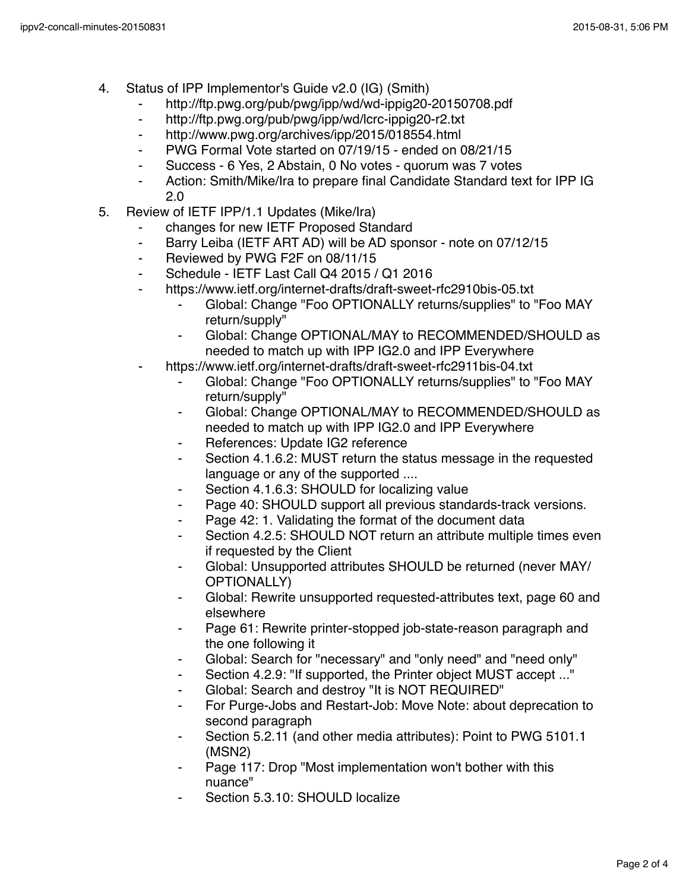4. Status of IPP Implementor's Guide v2.0 (IG) (Smith)
    - http://ftp.pwg.org/pub/pwg/ipp/wd/wd-ippig20-20150708.pdf
    - http://ftp.pwg.org/pub/pwg/ipp/wd/lcrc-ippig20-r2.txt
    - http://www.pwg.org/archives/ipp/2015/018554.html
    - PWG Formal Vote started on 07/19/15 - ended on 08/21/15
    - Success - 6 Yes, 2 Abstain, 0 No votes - quorum was 7 votes
    - Action: Smith/Mike/Ira to prepare final Candidate Standard text for IPP IG 2.0
5. Review of IETF IPP/1.1 Updates (Mike/Ira)
    - changes for new IETF Proposed Standard
    - Barry Leiba (IETF ART AD) will be AD sponsor - note on 07/12/15
    - Reviewed by PWG F2F on 08/11/15
    - Schedule - IETF Last Call Q4 2015 / Q1 2016
    - https://www.ietf.org/internet-drafts/draft-sweet-rfc2910bis-05.txt
        - Global: Change "Foo OPTIONALLY returns/supplies" to "Foo MAY return/supply"
        - Global: Change OPTIONAL/MAY to RECOMMENDED/SHOULD as needed to match up with IPP IG2.0 and IPP Everywhere
    - https://www.ietf.org/internet-drafts/draft-sweet-rfc2911bis-04.txt
        - Global: Change "Foo OPTIONALLY returns/supplies" to "Foo MAY return/supply"
        - Global: Change OPTIONAL/MAY to RECOMMENDED/SHOULD as needed to match up with IPP IG2.0 and IPP Everywhere
        - References: Update IG2 reference
        - Section 4.1.6.2: MUST return the status message in the requested language or any of the supported ....
        - Section 4.1.6.3: SHOULD for localizing value
        - Page 40: SHOULD support all previous standards-track versions.
        - Page 42: 1. Validating the format of the document data
        - Section 4.2.5: SHOULD NOT return an attribute multiple times even if requested by the Client
        - Global: Unsupported attributes SHOULD be returned (never MAY/ OPTIONALLY)
        - Global: Rewrite unsupported requested-attributes text, page 60 and elsewhere
        - Page 61: Rewrite printer-stopped job-state-reason paragraph and the one following it
        - Global: Search for "necessary" and "only need" and "need only"
        - Section 4.2.9: "If supported, the Printer object MUST accept ..."
        - Global: Search and destroy "It is NOT REQUIRED"
        - For Purge-Jobs and Restart-Job: Move Note: about deprecation to second paragraph
        - Section 5.2.11 (and other media attributes): Point to PWG 5101.1 (MSN2)
        - Page 117: Drop "Most implementation won't bother with this nuance"
        - Section 5.3.10: SHOULD localize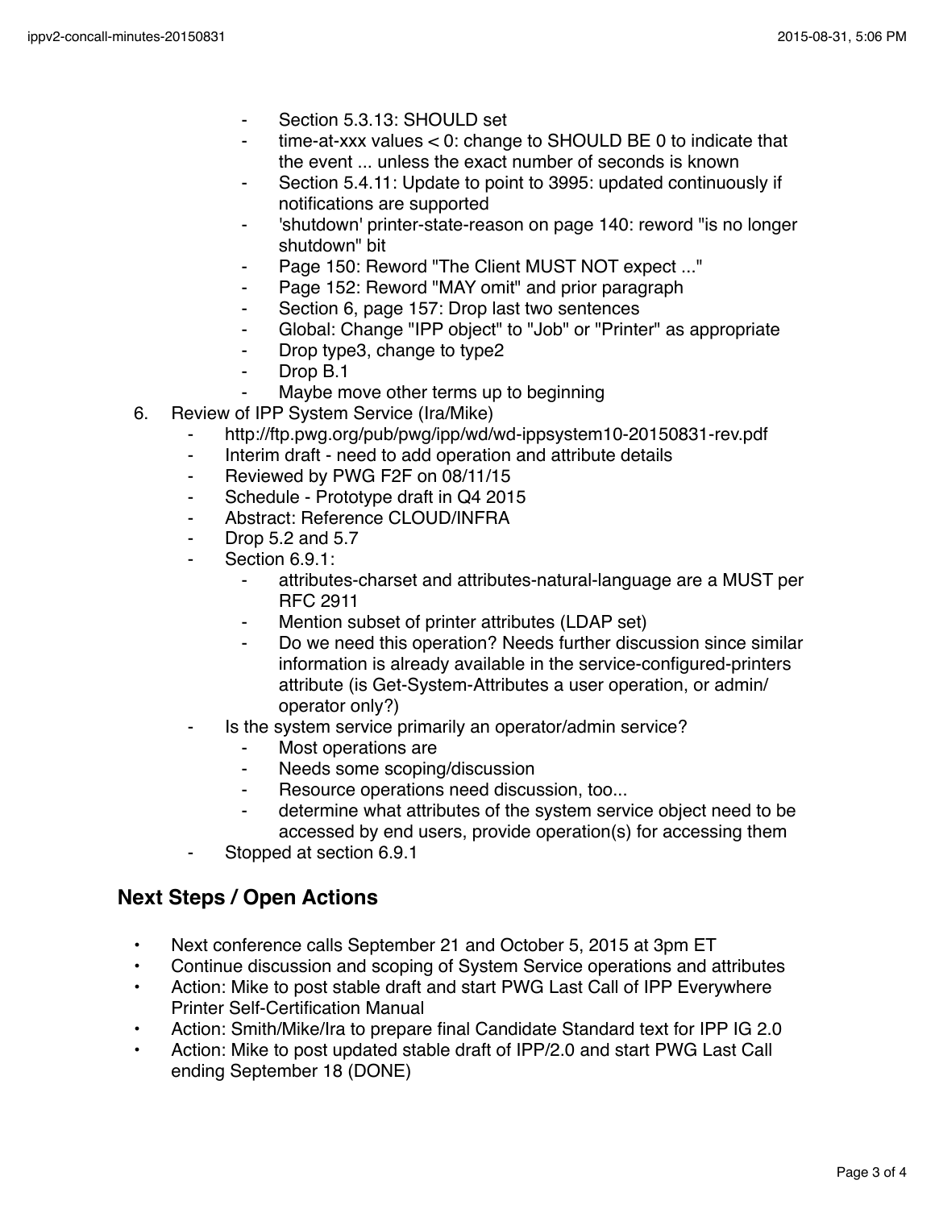- Section 5.3.13: SHOULD set
    - time-at-xxx values < 0: change to SHOULD BE 0 to indicate that the event ... unless the exact number of seconds is known
    - Section 5.4.11: Update to point to 3995: updated continuously if notifications are supported
    - 'shutdown' printer-state-reason on page 140: reword "is no longer shutdown" bit
    - Page 150: Reword "The Client MUST NOT expect ..."
    - Page 152: Reword "MAY omit" and prior paragraph
    - Section 6, page 157: Drop last two sentences
    - Global: Change "IPP object" to "Job" or "Printer" as appropriate
    - Drop type3, change to type2
    - Drop B.1
    - Maybe move other terms up to beginning

6. Review of IPP System Service (Ira/Mike)
    - http://ftp.pwg.org/pub/pwg/ipp/wd/wd-ippsystem10-20150831-rev.pdf
    - Interim draft - need to add operation and attribute details
    - Reviewed by PWG F2F on 08/11/15
    - Schedule - Prototype draft in Q4 2015
    - Abstract: Reference CLOUD/INFRA
    - Drop 5.2 and 5.7
    - Section 6.9.1:
        - attributes-charset and attributes-natural-language are a MUST per RFC 2911
        - Mention subset of printer attributes (LDAP set)
        - Do we need this operation? Needs further discussion since similar information is already available in the service-configured-printers attribute (is Get-System-Attributes a user operation, or admin/operator only?)
    - Is the system service primarily an operator/admin service?
        - Most operations are
        - Needs some scoping/discussion
        - Resource operations need discussion, too...
        - determine what attributes of the system service object need to be accessed by end users, provide operation(s) for accessing them
    - Stopped at section 6.9.1

## Next Steps / Open Actions

- Next conference calls September 21 and October 5, 2015 at 3pm ET
- Continue discussion and scoping of System Service operations and attributes
- Action: Mike to post stable draft and start PWG Last Call of IPP Everywhere Printer Self-Certification Manual
- Action: Smith/Mike/Ira to prepare final Candidate Standard text for IPP IG 2.0
- Action: Mike to post updated stable draft of IPP/2.0 and start PWG Last Call ending September 18 (DONE)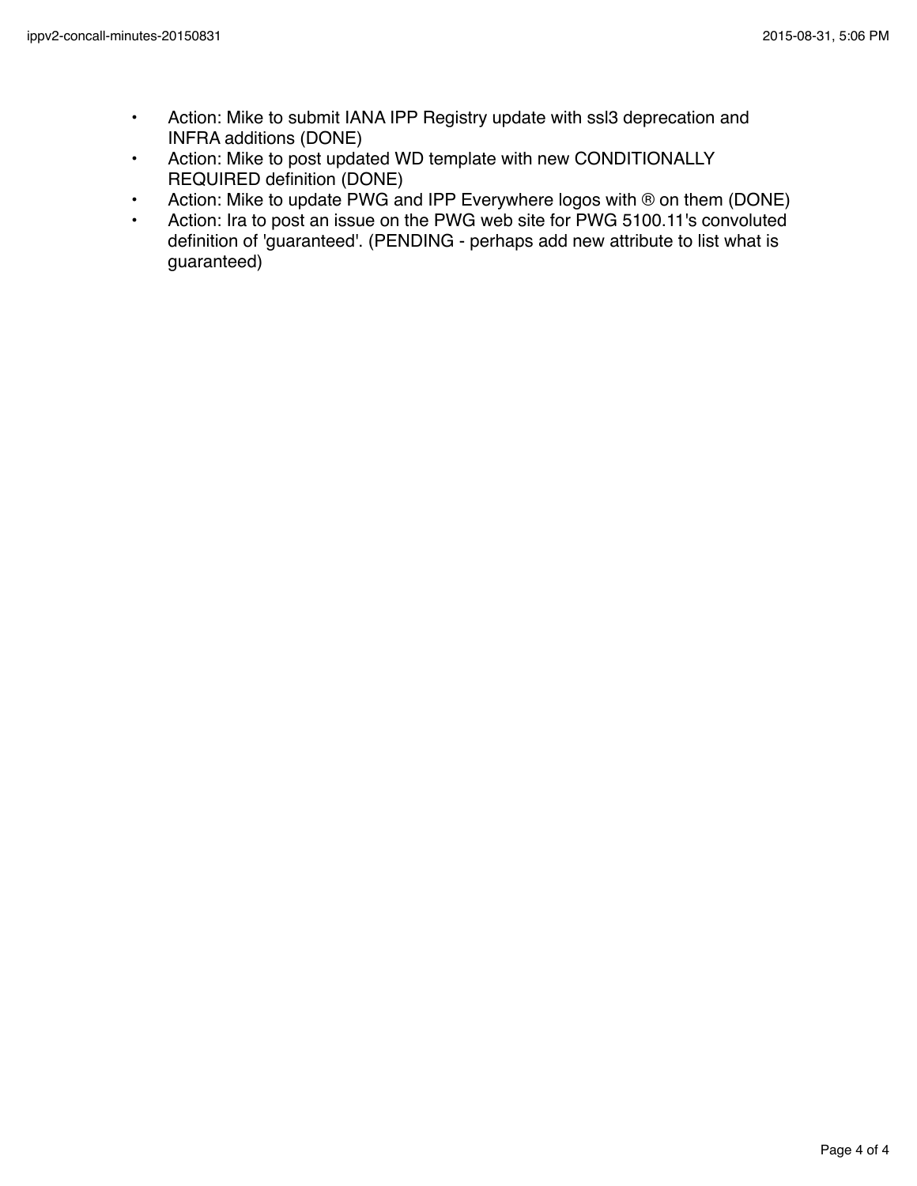- Action: Mike to submit IANA IPP Registry update with ssl3 deprecation and INFRA additions (DONE)
- Action: Mike to post updated WD template with new CONDITIONALLY REQUIRED definition (DONE)
- Action: Mike to update PWG and IPP Everywhere logos with ® on them (DONE)
- Action: Ira to post an issue on the PWG web site for PWG 5100.11's convoluted definition of 'guaranteed'. (PENDING - perhaps add new attribute to list what is guaranteed)